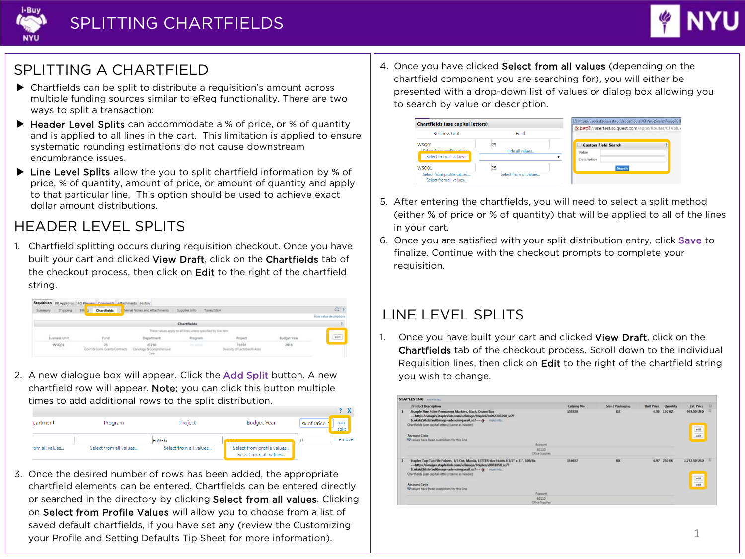# SPLITTING CHARTFIELDS

## SPLITTING A CHARTFIELD

- Chartfields can be split to distribute a requisition's amount across multiple funding sources similar to eReq functionality. There are two ways to split a transaction:
- **Header Level Splits** can accommodate a % of price, or % of quantity and is applied to all lines in the cart. This limitation is applied to ensure systematic rounding estimations do not cause downstream encumbrance issues.
- **Line Level Splits** allow the you to split chartfield information by % of price, % of quantity, amount of price, or amount of quantity and apply to that particular line. This option should be used to achieve exact dollar amount distributions.

## HEADER LEVEL SPLITS

1. Chartfield splitting occurs during requisition checkout. Once you have built your cart and clicked **View Draft**, click on the **Chartfields** tab of the checkout process, then click on **Edit** to the right of the chartfield string.
2. A new dialogue box will appear. Click the **Add Split** button. A new chartfield row will appear. **Note:** you can click this button multiple times to add additional rows to the split distribution.
3. Once the desired number of rows has been added, the appropriate chartfield elements can be entered. Chartfields can be entered directly or searched in the directory by clicking **Select from all values**. Clicking on **Select from Profile Values** will allow you to choose from a list of saved default chartfields, if you have set any (review the Customizing your Profile and Setting Defaults Tip Sheet for more information).
4. Once you have clicked **Select from all values** (depending on the chartfield component you are searching for), you will either be presented with a drop-down list of values or dialog box allowing you to search by value or description.
5. After entering the chartfields, you will need to select a split method (either % of price or % of quantity) that will be applied to all of the lines in your cart.
6. Once you are satisfied with your split distribution entry, click **Save** to finalize. Continue with the checkout prompts to complete your requisition.

## LINE LEVEL SPLITS

1. Once you have built your cart and clicked **View Draft**, click on the **Chartfields** tab of the checkout process. Scroll down to the individual Requisition lines, then click on **Edit** to the right of the chartfield string you wish to change.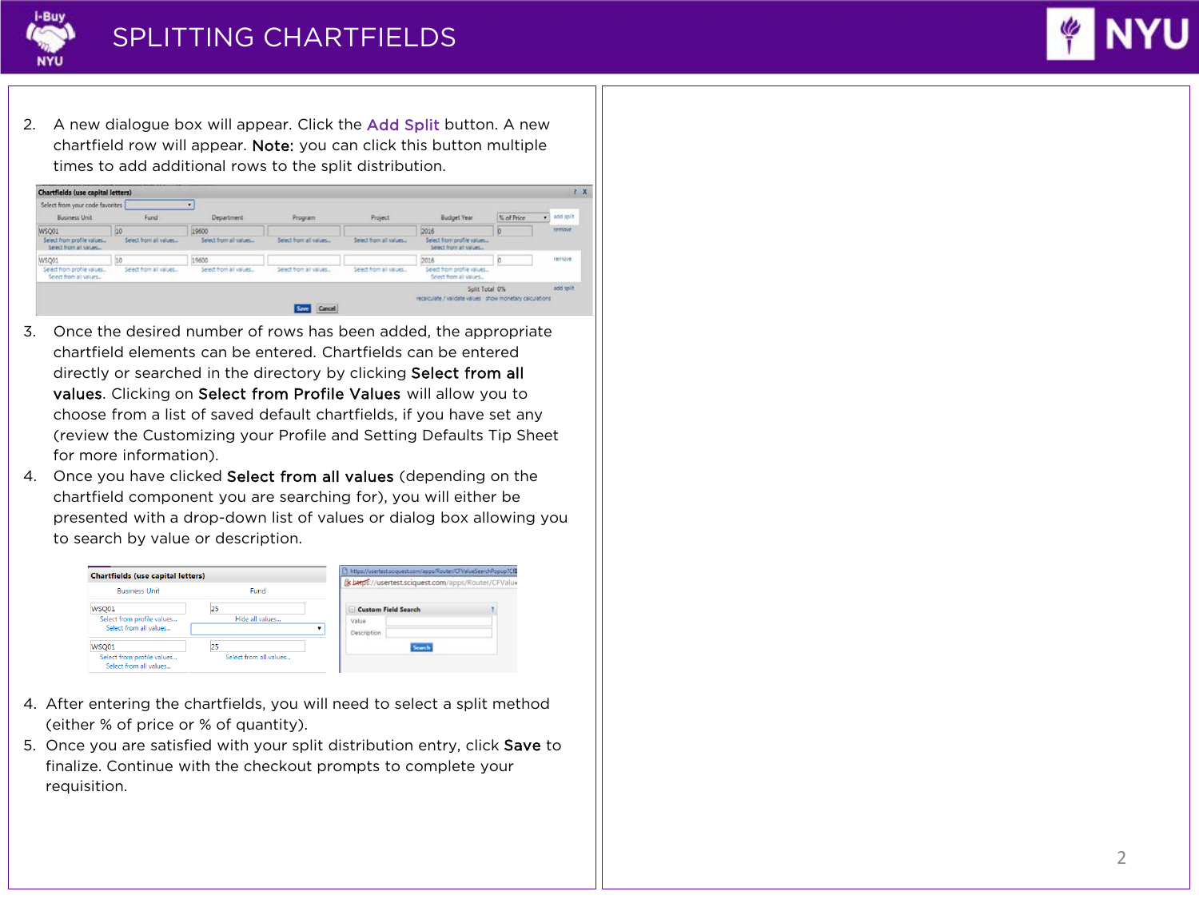# SPLITTING CHARTFIELDS

2. A new dialogue box will appear. Click the **Add Split** button. A new chartfield row will appear. **Note:** you can click this button multiple times to add additional rows to the split distribution.

3. Once the desired number of rows has been added, the appropriate chartfield elements can be entered. Chartfields can be entered directly or searched in the directory by clicking **Select from all values**. Clicking on **Select from Profile Values** will allow you to choose from a list of saved default chartfields, if you have set any (review the Customizing your Profile and Setting Defaults Tip Sheet for more information).

4. Once you have clicked **Select from all values** (depending on the chartfield component you are searching for), you will either be presented with a drop-down list of values or dialog box allowing you to search by value or description.

4. After entering the chartfields, you will need to select a split method (either % of price or % of quantity).

5. Once you are satisfied with your split distribution entry, click **Save** to finalize. Continue with the checkout prompts to complete your requisition.